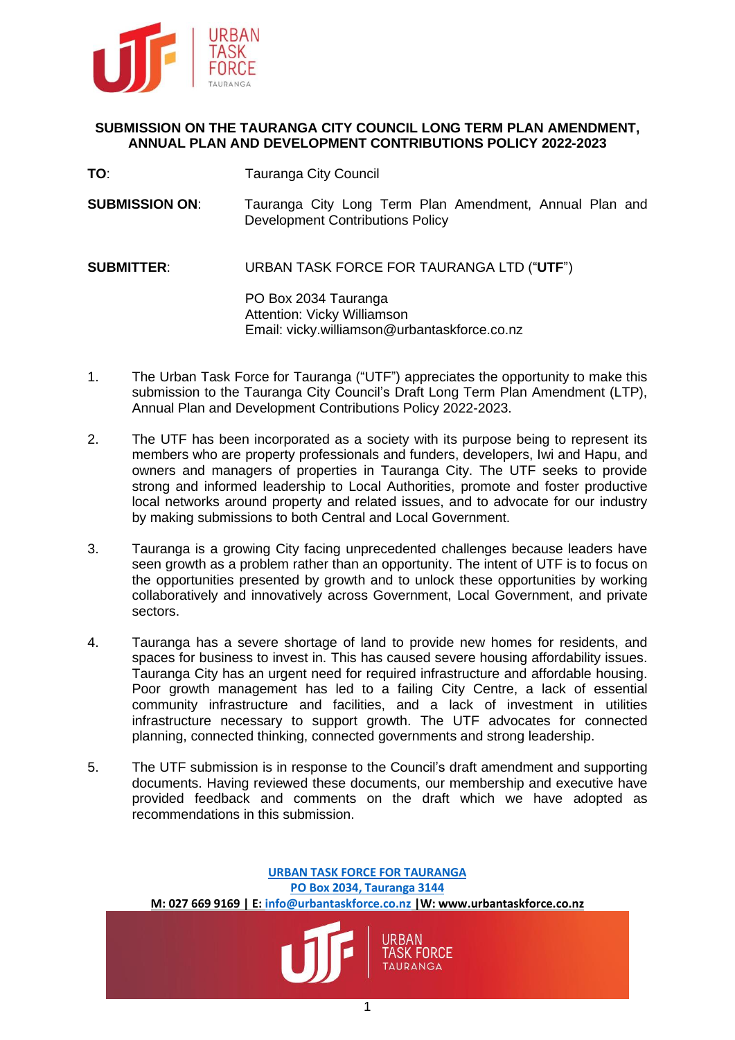## SUBMISSION ON THE TAURANGA CITY COUNCIL LONG TERM PLAN AMENDMENT, ANNUAL PLAN AND DEVELOPMENT CONTRIBUTIONS POLICY 2022-2023

**TO**: Tauranga City Council

**SUBMISSION ON**: Tauranga City Long Term Plan Amendment, Annual Plan and Development Contributions Policy

**SUBMITTER**: URBAN TASK FORCE FOR TAURANGA LTD ("**UTF**")

PO Box 2034 Tauranga
Attention: Vicky Williamson
Email: vicky.williamson@urbantaskforce.co.nz

1. The Urban Task Force for Tauranga ("UTF") appreciates the opportunity to make this submission to the Tauranga City Council's Draft Long Term Plan Amendment (LTP), Annual Plan and Development Contributions Policy 2022-2023.

2. The UTF has been incorporated as a society with its purpose being to represent its members who are property professionals and funders, developers, Iwi and Hapu, and owners and managers of properties in Tauranga City. The UTF seeks to provide strong and informed leadership to Local Authorities, promote and foster productive local networks around property and related issues, and to advocate for our industry by making submissions to both Central and Local Government.

3. Tauranga is a growing City facing unprecedented challenges because leaders have seen growth as a problem rather than an opportunity. The intent of UTF is to focus on the opportunities presented by growth and to unlock these opportunities by working collaboratively and innovatively across Government, Local Government, and private sectors.

4. Tauranga has a severe shortage of land to provide new homes for residents, and spaces for business to invest in. This has caused severe housing affordability issues. Tauranga City has an urgent need for required infrastructure and affordable housing. Poor growth management has led to a failing City Centre, a lack of essential community infrastructure and facilities, and a lack of investment in utilities infrastructure necessary to support growth. The UTF advocates for connected planning, connected thinking, connected governments and strong leadership.

5. The UTF submission is in response to the Council's draft amendment and supporting documents. Having reviewed these documents, our membership and executive have provided feedback and comments on the draft which we have adopted as recommendations in this submission.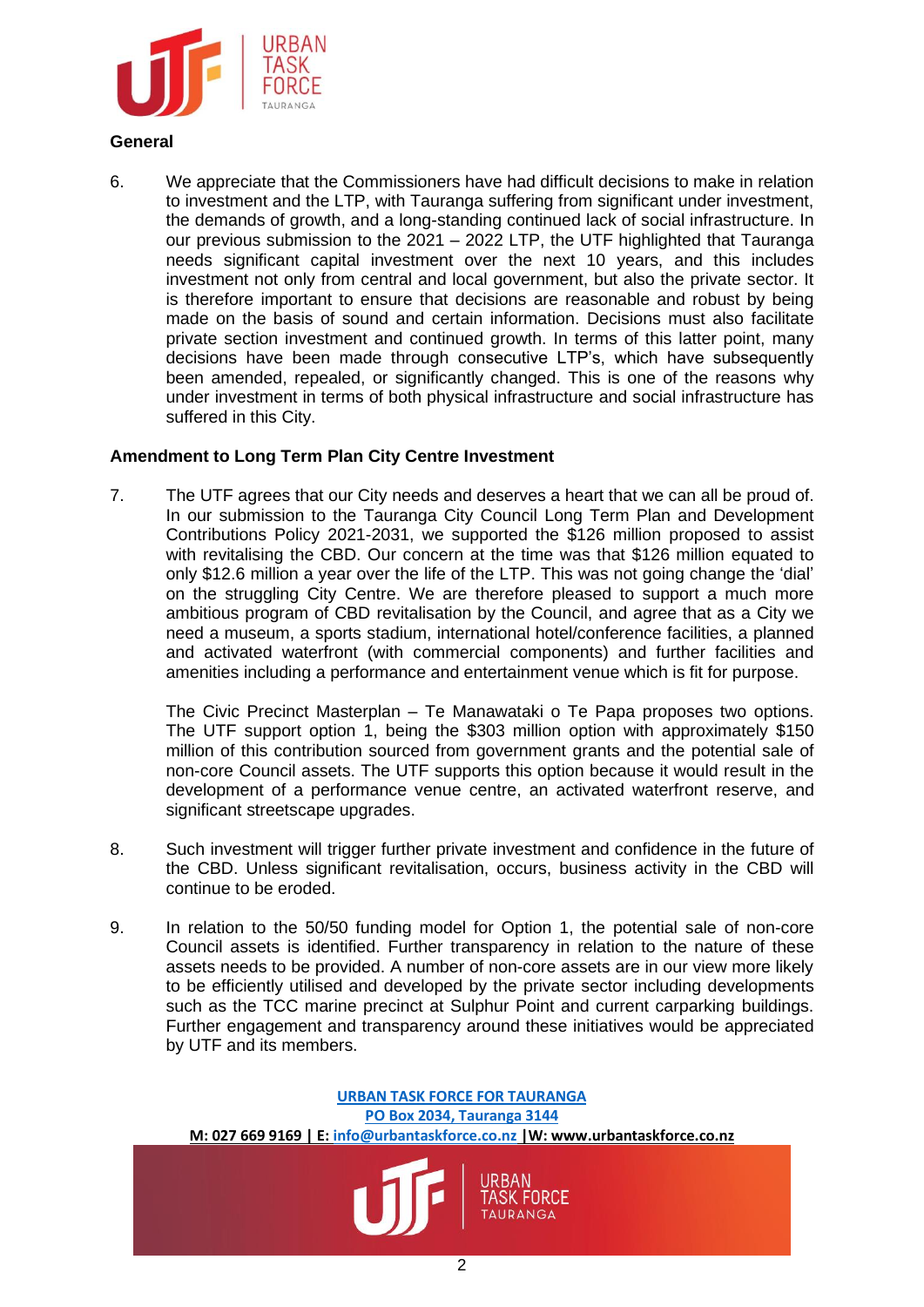**General**

6. We appreciate that the Commissioners have had difficult decisions to make in relation to investment and the LTP, with Tauranga suffering from significant under investment, the demands of growth, and a long-standing continued lack of social infrastructure. In our previous submission to the 2021 – 2022 LTP, the UTF highlighted that Tauranga needs significant capital investment over the next 10 years, and this includes investment not only from central and local government, but also the private sector. It is therefore important to ensure that decisions are reasonable and robust by being made on the basis of sound and certain information. Decisions must also facilitate private section investment and continued growth. In terms of this latter point, many decisions have been made through consecutive LTP's, which have subsequently been amended, repealed, or significantly changed. This is one of the reasons why under investment in terms of both physical infrastructure and social infrastructure has suffered in this City.

**Amendment to Long Term Plan City Centre Investment**

7. The UTF agrees that our City needs and deserves a heart that we can all be proud of. In our submission to the Tauranga City Council Long Term Plan and Development Contributions Policy 2021-2031, we supported the $126 million proposed to assist with revitalising the CBD. Our concern at the time was that $126 million equated to only $12.6 million a year over the life of the LTP. This was not going change the 'dial' on the struggling City Centre. We are therefore pleased to support a much more ambitious program of CBD revitalisation by the Council, and agree that as a City we need a museum, a sports stadium, international hotel/conference facilities, a planned and activated waterfront (with commercial components) and further facilities and amenities including a performance and entertainment venue which is fit for purpose.

   The Civic Precinct Masterplan – Te Manawataki o Te Papa proposes two options. The UTF support option 1, being the $303 million option with approximately $150 million of this contribution sourced from government grants and the potential sale of non-core Council assets. The UTF supports this option because it would result in the development of a performance venue centre, an activated waterfront reserve, and significant streetscape upgrades.

8. Such investment will trigger further private investment and confidence in the future of the CBD. Unless significant revitalisation, occurs, business activity in the CBD will continue to be eroded.

9. In relation to the 50/50 funding model for Option 1, the potential sale of non-core Council assets is identified. Further transparency in relation to the nature of these assets needs to be provided. A number of non-core assets are in our view more likely to be efficiently utilised and developed by the private sector including developments such as the TCC marine precinct at Sulphur Point and current carparking buildings. Further engagement and transparency around these initiatives would be appreciated by UTF and its members.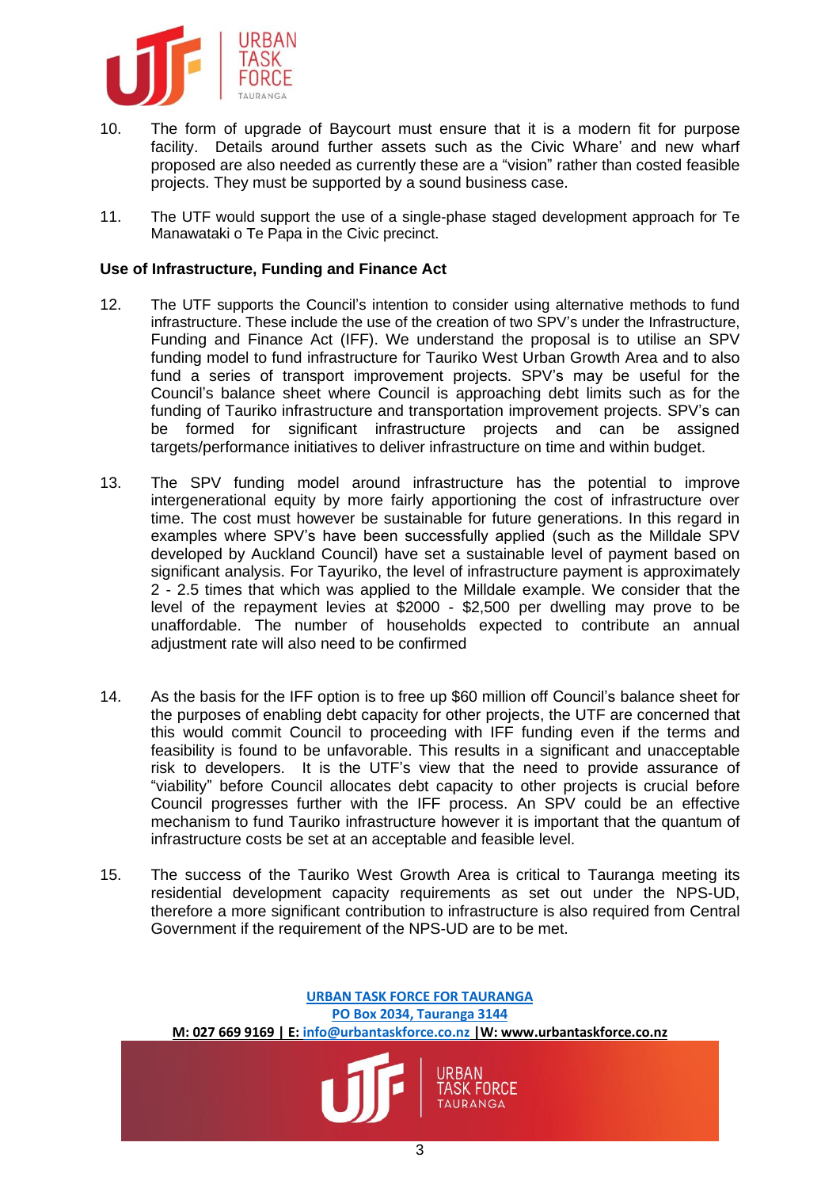10. The form of upgrade of Baycourt must ensure that it is a modern fit for purpose facility. Details around further assets such as the Civic Whare' and new wharf proposed are also needed as currently these are a "vision" rather than costed feasible projects. They must be supported by a sound business case.

11. The UTF would support the use of a single-phase staged development approach for Te Manawataki o Te Papa in the Civic precinct.

**Use of Infrastructure, Funding and Finance Act**

12. The UTF supports the Council's intention to consider using alternative methods to fund infrastructure. These include the use of the creation of two SPV's under the Infrastructure, Funding and Finance Act (IFF). We understand the proposal is to utilise an SPV funding model to fund infrastructure for Tauriko West Urban Growth Area and to also fund a series of transport improvement projects. SPV's may be useful for the Council's balance sheet where Council is approaching debt limits such as for the funding of Tauriko infrastructure and transportation improvement projects. SPV's can be formed for significant infrastructure projects and can be assigned targets/performance initiatives to deliver infrastructure on time and within budget.

13. The SPV funding model around infrastructure has the potential to improve intergenerational equity by more fairly apportioning the cost of infrastructure over time. The cost must however be sustainable for future generations. In this regard in examples where SPV's have been successfully applied (such as the Milldale SPV developed by Auckland Council) have set a sustainable level of payment based on significant analysis. For Tayuriko, the level of infrastructure payment is approximately 2 - 2.5 times that which was applied to the Milldale example. We consider that the level of the repayment levies at $2000 - $2,500 per dwelling may prove to be unaffordable. The number of households expected to contribute an annual adjustment rate will also need to be confirmed

14. As the basis for the IFF option is to free up $60 million off Council's balance sheet for the purposes of enabling debt capacity for other projects, the UTF are concerned that this would commit Council to proceeding with IFF funding even if the terms and feasibility is found to be unfavorable. This results in a significant and unacceptable risk to developers. It is the UTF's view that the need to provide assurance of "viability" before Council allocates debt capacity to other projects is crucial before Council progresses further with the IFF process. An SPV could be an effective mechanism to fund Tauriko infrastructure however it is important that the quantum of infrastructure costs be set at an acceptable and feasible level.

15. The success of the Tauriko West Growth Area is critical to Tauranga meeting its residential development capacity requirements as set out under the NPS-UD, therefore a more significant contribution to infrastructure is also required from Central Government if the requirement of the NPS-UD are to be met.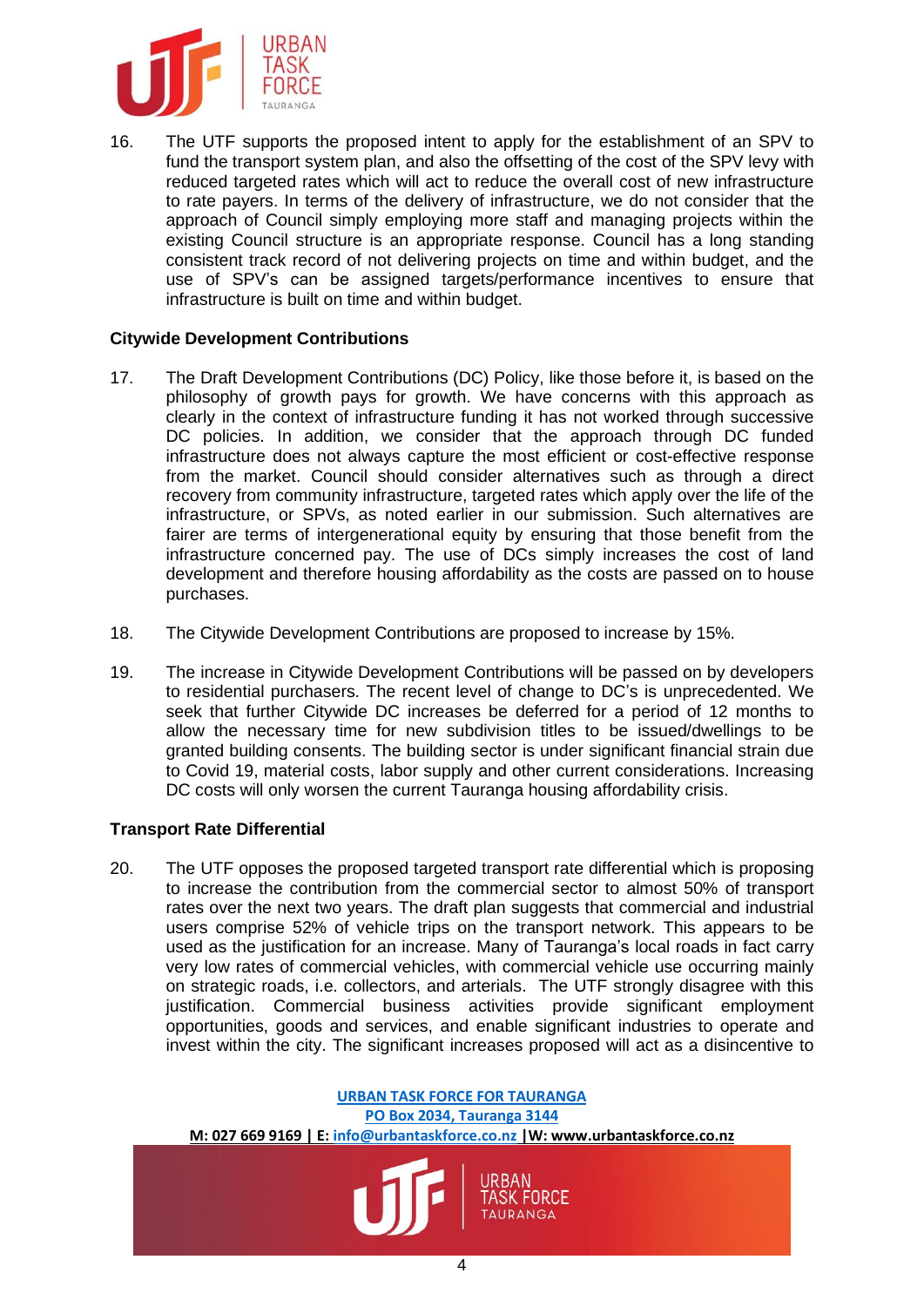16. The UTF supports the proposed intent to apply for the establishment of an SPV to fund the transport system plan, and also the offsetting of the cost of the SPV levy with reduced targeted rates which will act to reduce the overall cost of new infrastructure to rate payers. In terms of the delivery of infrastructure, we do not consider that the approach of Council simply employing more staff and managing projects within the existing Council structure is an appropriate response. Council has a long standing consistent track record of not delivering projects on time and within budget, and the use of SPV's can be assigned targets/performance incentives to ensure that infrastructure is built on time and within budget.

**Citywide Development Contributions**

17. The Draft Development Contributions (DC) Policy, like those before it, is based on the philosophy of growth pays for growth. We have concerns with this approach as clearly in the context of infrastructure funding it has not worked through successive DC policies. In addition, we consider that the approach through DC funded infrastructure does not always capture the most efficient or cost-effective response from the market. Council should consider alternatives such as through a direct recovery from community infrastructure, targeted rates which apply over the life of the infrastructure, or SPVs, as noted earlier in our submission. Such alternatives are fairer are terms of intergenerational equity by ensuring that those benefit from the infrastructure concerned pay. The use of DCs simply increases the cost of land development and therefore housing affordability as the costs are passed on to house purchases.

18. The Citywide Development Contributions are proposed to increase by 15%.

19. The increase in Citywide Development Contributions will be passed on by developers to residential purchasers. The recent level of change to DC's is unprecedented. We seek that further Citywide DC increases be deferred for a period of 12 months to allow the necessary time for new subdivision titles to be issued/dwellings to be granted building consents. The building sector is under significant financial strain due to Covid 19, material costs, labor supply and other current considerations. Increasing DC costs will only worsen the current Tauranga housing affordability crisis.

**Transport Rate Differential**

20. The UTF opposes the proposed targeted transport rate differential which is proposing to increase the contribution from the commercial sector to almost 50% of transport rates over the next two years. The draft plan suggests that commercial and industrial users comprise 52% of vehicle trips on the transport network. This appears to be used as the justification for an increase. Many of Tauranga's local roads in fact carry very low rates of commercial vehicles, with commercial vehicle use occurring mainly on strategic roads, i.e. collectors, and arterials. The UTF strongly disagree with this justification. Commercial business activities provide significant employment opportunities, goods and services, and enable significant industries to operate and invest within the city. The significant increases proposed will act as a disincentive to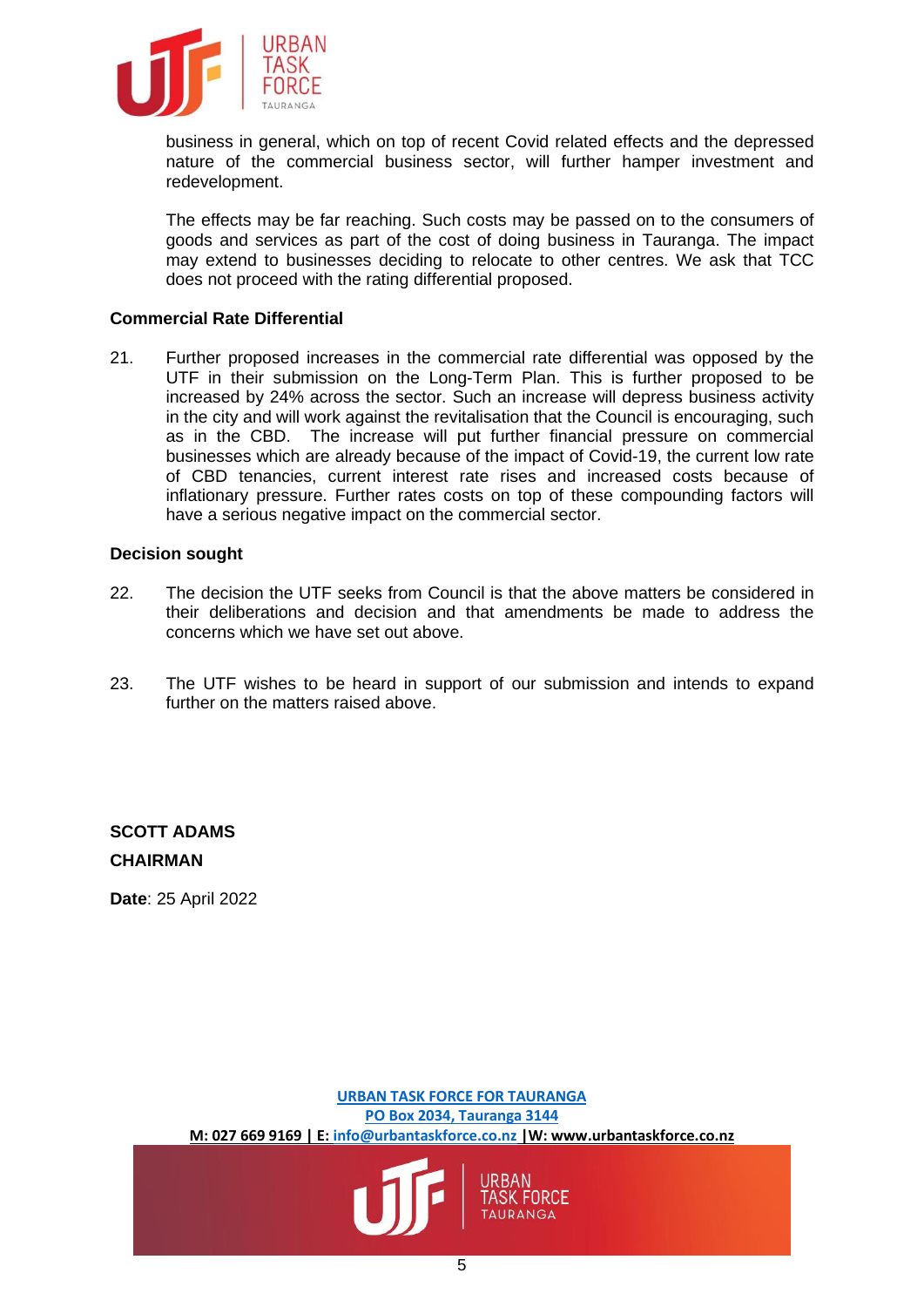business in general, which on top of recent Covid related effects and the depressed nature of the commercial business sector, will further hamper investment and redevelopment.

The effects may be far reaching. Such costs may be passed on to the consumers of goods and services as part of the cost of doing business in Tauranga. The impact may extend to businesses deciding to relocate to other centres. We ask that TCC does not proceed with the rating differential proposed.

**Commercial Rate Differential**

21. Further proposed increases in the commercial rate differential was opposed by the UTF in their submission on the Long-Term Plan. This is further proposed to be increased by 24% across the sector. Such an increase will depress business activity in the city and will work against the revitalisation that the Council is encouraging, such as in the CBD. The increase will put further financial pressure on commercial businesses which are already because of the impact of Covid-19, the current low rate of CBD tenancies, current interest rate rises and increased costs because of inflationary pressure. Further rates costs on top of these compounding factors will have a serious negative impact on the commercial sector.

**Decision sought**

22. The decision the UTF seeks from Council is that the above matters be considered in their deliberations and decision and that amendments be made to address the concerns which we have set out above.

23. The UTF wishes to be heard in support of our submission and intends to expand further on the matters raised above.

**SCOTT ADAMS**

**CHAIRMAN**

**Date**: 25 April 2022

URBAN TASK FORCE FOR TAURANGA
PO Box 2034, Tauranga 3144
M: 027 669 9169 | E: info@urbantaskforce.co.nz | W: www.urbantaskforce.co.nz